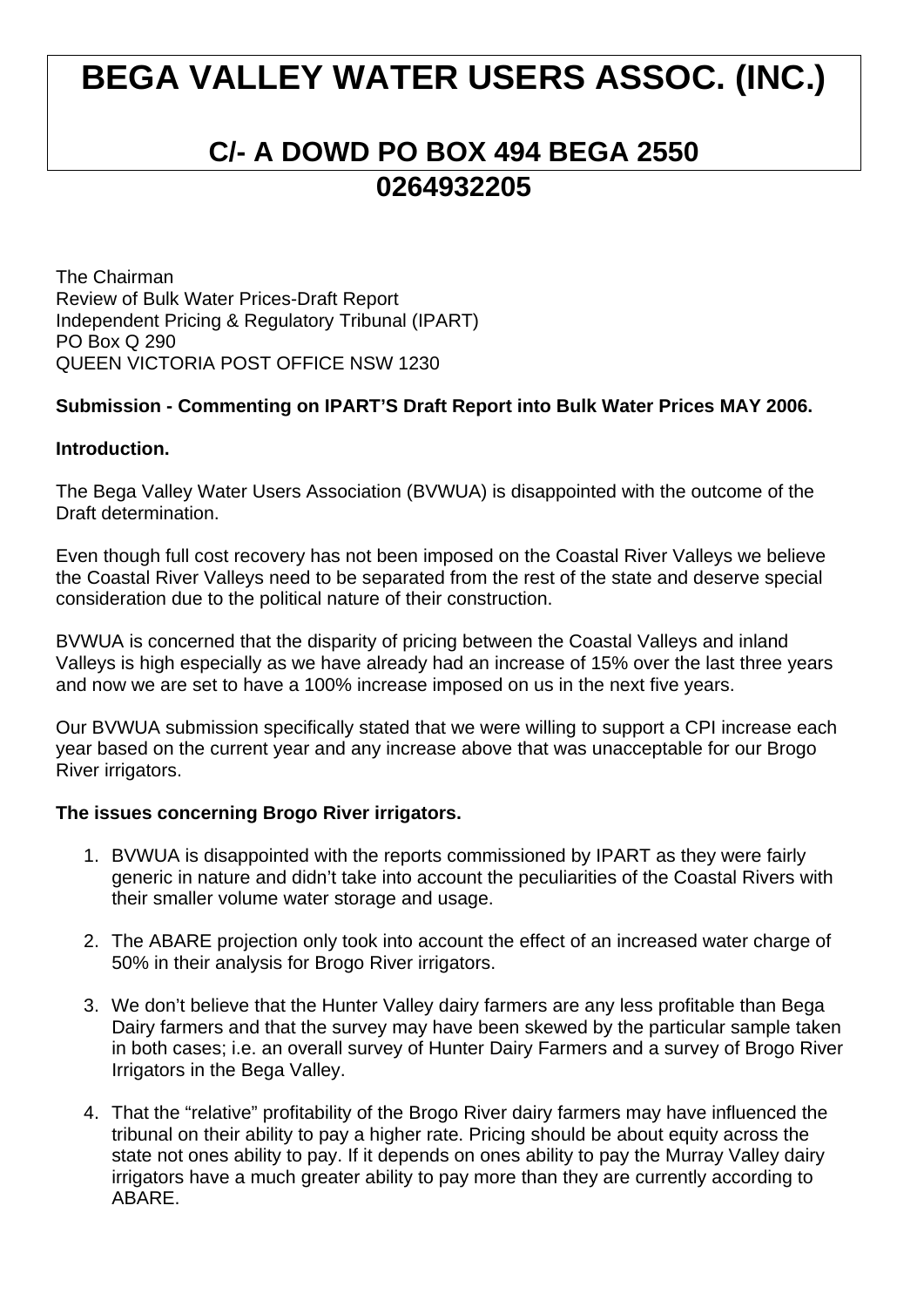# BEGA VALLEY WATER USERS ASSOC. (INC.)

## C/- A DOWD PO BOX 494 BEGA 2550
## 0264932205

The Chairman
Review of Bulk Water Prices-Draft Report
Independent Pricing & Regulatory Tribunal (IPART)
PO Box Q 290
QUEEN VICTORIA POST OFFICE NSW 1230

**Submission - Commenting on IPART'S Draft Report into Bulk Water Prices MAY 2006.**

**Introduction.**

The Bega Valley Water Users Association (BVWUA) is disappointed with the outcome of the Draft determination.

Even though full cost recovery has not been imposed on the Coastal River Valleys we believe the Coastal River Valleys need to be separated from the rest of the state and deserve special consideration due to the political nature of their construction.

BVWUA is concerned that the disparity of pricing between the Coastal Valleys and inland Valleys is high especially as we have already had an increase of 15% over the last three years and now we are set to have a 100% increase imposed on us in the next five years.

Our BVWUA submission specifically stated that we were willing to support a CPI increase each year based on the current year and any increase above that was unacceptable for our Brogo River irrigators.

**The issues concerning Brogo River irrigators.**

1. BVWUA is disappointed with the reports commissioned by IPART as they were fairly generic in nature and didn't take into account the peculiarities of the Coastal Rivers with their smaller volume water storage and usage.

2. The ABARE projection only took into account the effect of an increased water charge of 50% in their analysis for Brogo River irrigators.

3. We don't believe that the Hunter Valley dairy farmers are any less profitable than Bega Dairy farmers and that the survey may have been skewed by the particular sample taken in both cases; i.e. an overall survey of Hunter Dairy Farmers and a survey of Brogo River Irrigators in the Bega Valley.

4. That the "relative" profitability of the Brogo River dairy farmers may have influenced the tribunal on their ability to pay a higher rate. Pricing should be about equity across the state not ones ability to pay. If it depends on ones ability to pay the Murray Valley dairy irrigators have a much greater ability to pay more than they are currently according to ABARE.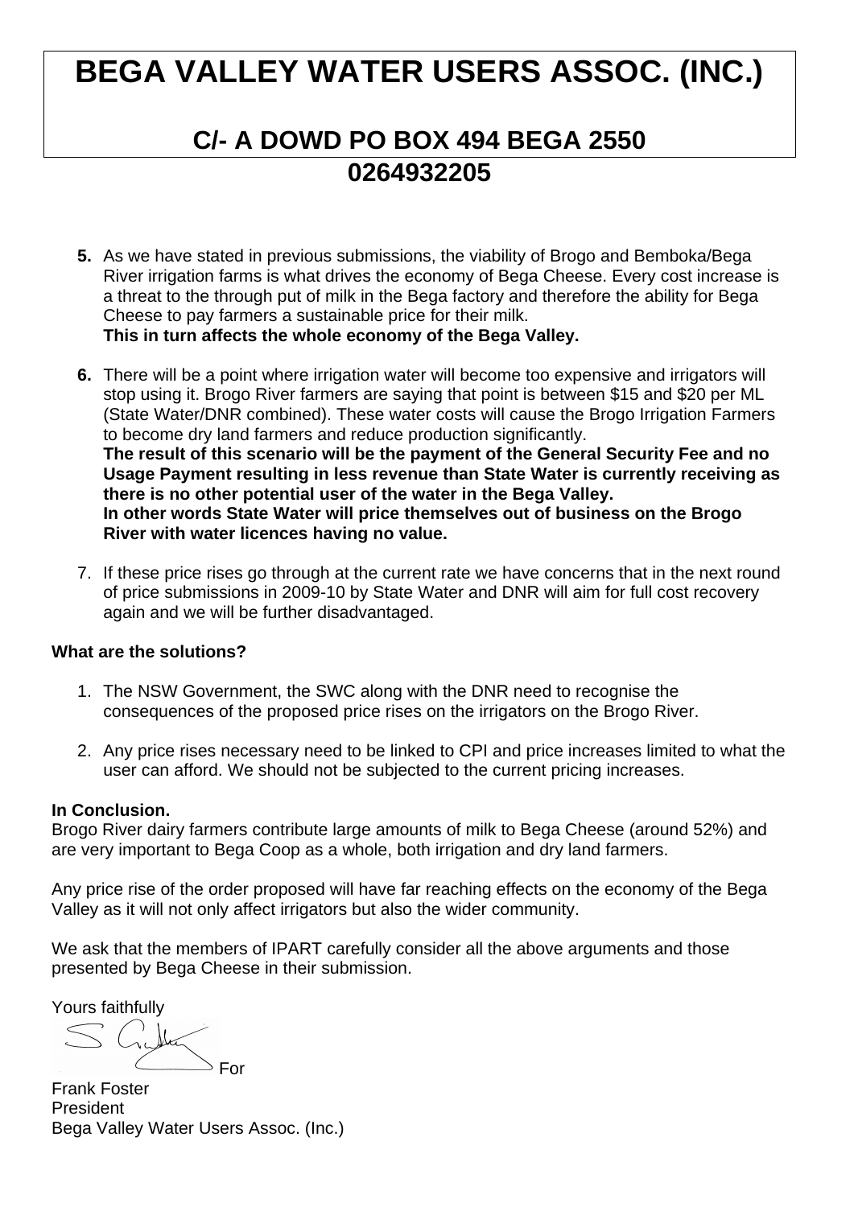# BEGA VALLEY WATER USERS ASSOC. (INC.)

## C/- A DOWD PO BOX 494 BEGA 2550
## 0264932205

5. As we have stated in previous submissions, the viability of Brogo and Bemboka/Bega River irrigation farms is what drives the economy of Bega Cheese. Every cost increase is a threat to the through put of milk in the Bega factory and therefore the ability for Bega Cheese to pay farmers a sustainable price for their milk.
   **This in turn affects the whole economy of the Bega Valley.**

6. There will be a point where irrigation water will become too expensive and irrigators will stop using it. Brogo River farmers are saying that point is between $15 and $20 per ML (State Water/DNR combined). These water costs will cause the Brogo Irrigation Farmers to become dry land farmers and reduce production significantly.
   **The result of this scenario will be the payment of the General Security Fee and no Usage Payment resulting in less revenue than State Water is currently receiving as there is no other potential user of the water in the Bega Valley.**
   **In other words State Water will price themselves out of business on the Brogo River with water licences having no value.**

7. If these price rises go through at the current rate we have concerns that in the next round of price submissions in 2009-10 by State Water and DNR will aim for full cost recovery again and we will be further disadvantaged.

**What are the solutions?**

1. The NSW Government, the SWC along with the DNR need to recognise the consequences of the proposed price rises on the irrigators on the Brogo River.

2. Any price rises necessary need to be linked to CPI and price increases limited to what the user can afford. We should not be subjected to the current pricing increases.

**In Conclusion.**

Brogo River dairy farmers contribute large amounts of milk to Bega Cheese (around 52%) and are very important to Bega Coop as a whole, both irrigation and dry land farmers.

Any price rise of the order proposed will have far reaching effects on the economy of the Bega Valley as it will not only affect irrigators but also the wider community.

We ask that the members of IPART carefully consider all the above arguments and those presented by Bega Cheese in their submission.

Yours faithfully

For

Frank Foster
President
Bega Valley Water Users Assoc. (Inc.)